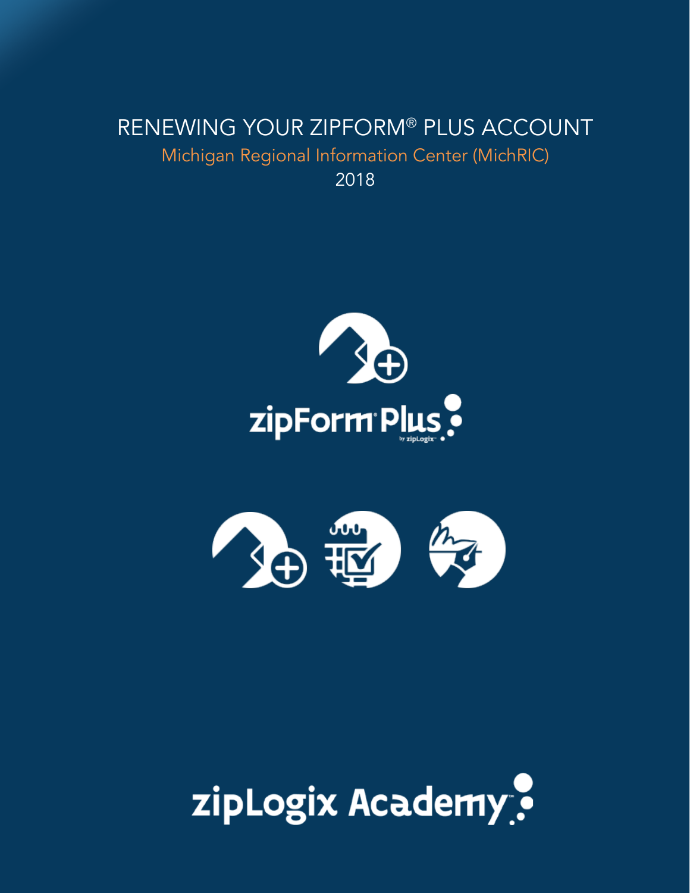# RENEWING YOUR ZIPFORM® PLUS ACCOUNT

## Michigan Regional Information Center (MichRIC)

2018

zipForm® Plus by zipLogix™

zipLogix Academy™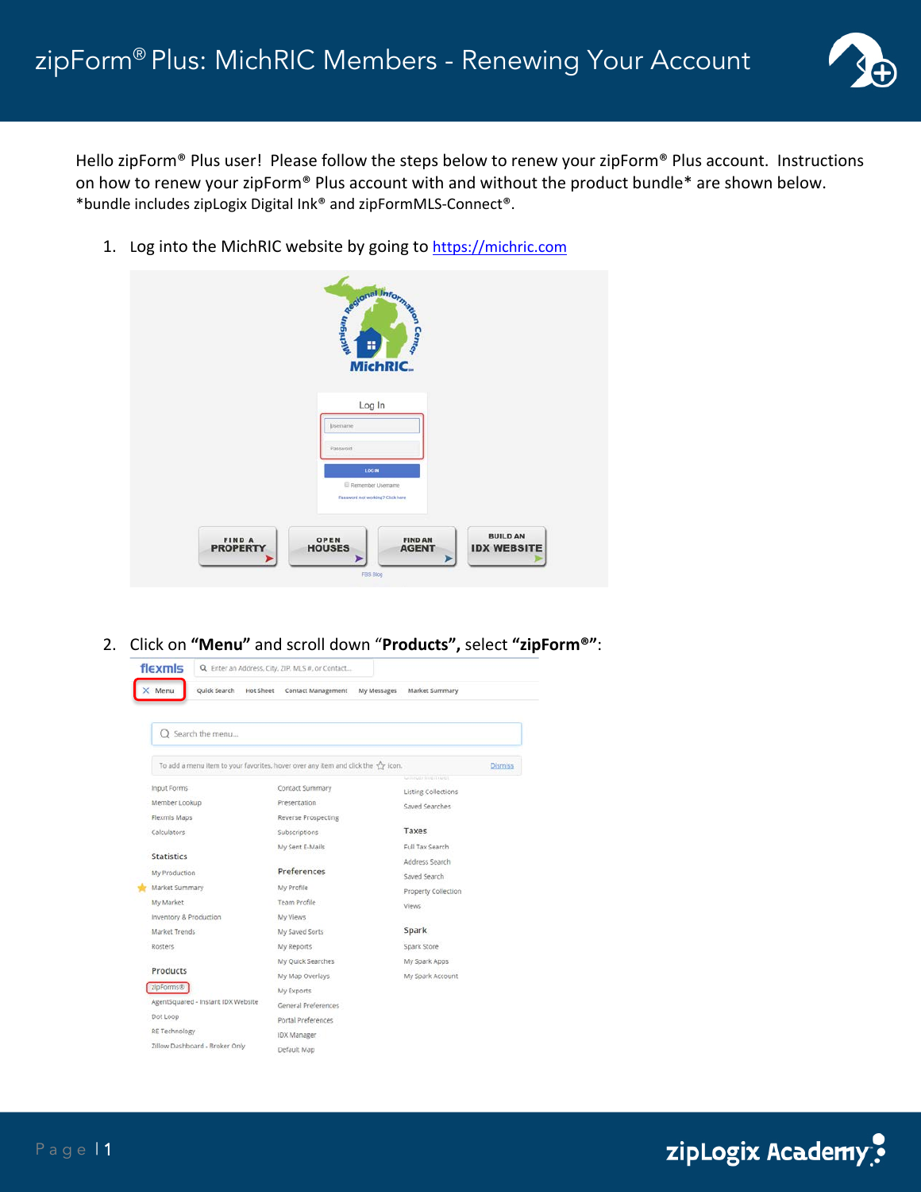# zipForm® Plus: MichRIC Members - Renewing Your Account

Hello zipForm® Plus user! Please follow the steps below to renew your zipForm® Plus account. Instructions on how to renew your zipForm® Plus account with and without the product bundle* are shown below.
*bundle includes zipLogix Digital Ink® and zipFormMLS-Connect®.

1. Log into the MichRIC website by going to https://michric.com

2. Click on **"Menu"** and scroll down "**Products",** select **"zipForm®"**: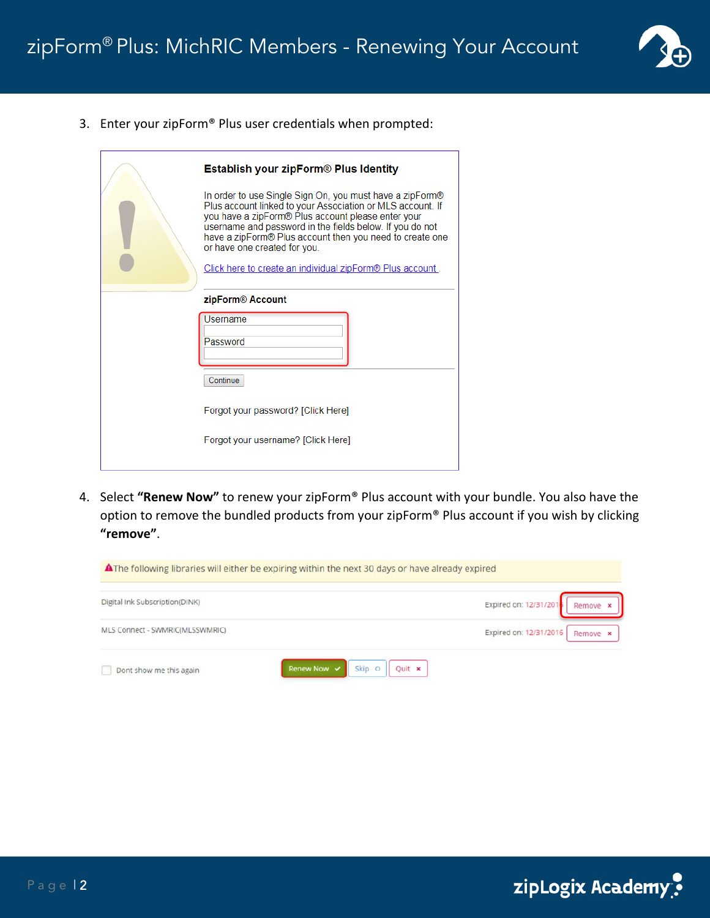3. Enter your zipForm® Plus user credentials when prompted:

**Establish your zipForm® Plus Identity**

In order to use Single Sign On, you must have a zipForm® Plus account linked to your Association or MLS account. If you have a zipForm® Plus account please enter your username and password in the fields below. If you do not have a zipForm® Plus account then you need to create one or have one created for you.

Click here to create an individual zipForm® Plus account.

**zipForm® Account**

Username

Password

Continue

Forgot your password? [Click Here]

Forgot your username? [Click Here]

4. Select **"Renew Now"** to renew your zipForm® Plus account with your bundle. You also have the option to remove the bundled products from your zipForm® Plus account if you wish by clicking **"remove"**.

The following libraries will either be expiring within the next 30 days or have already expired

| | | |
|---|---|---|
| Digital Ink Subscription(DINK) | Expired on: 12/31/2016 | Remove × |
| MLS Connect - SWMRIC(MLSSWMRIC) | Expired on: 12/31/2016 | Remove × |

Dont show me this again — Renew Now ✓ — Skip — Quit ×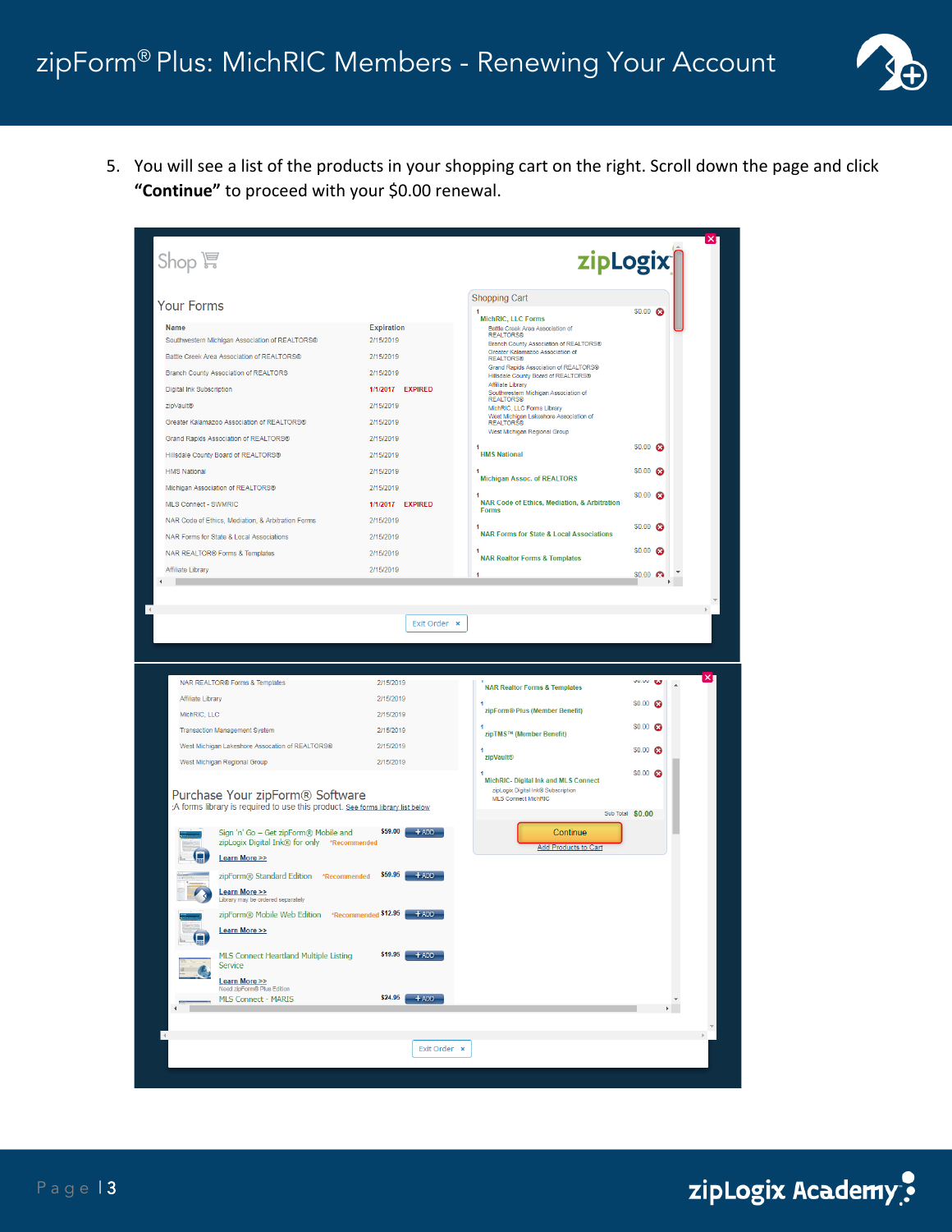5. You will see a list of the products in your shopping cart on the right. Scroll down the page and click **"Continue"** to proceed with your $0.00 renewal.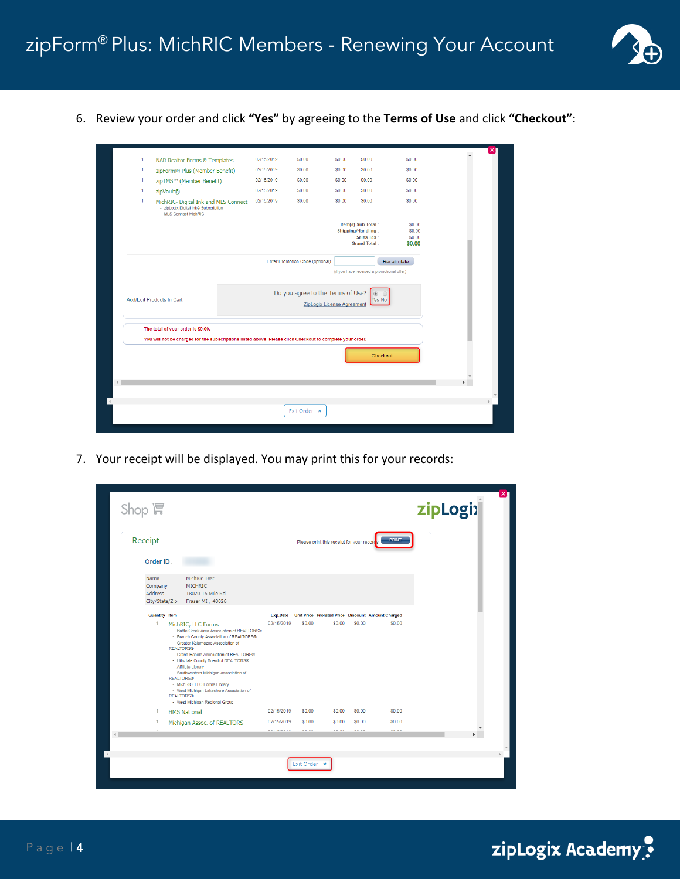6. Review your order and click **"Yes"** by agreeing to the **Terms of Use** and click **"Checkout"**:

7. Your receipt will be displayed. You may print this for your records: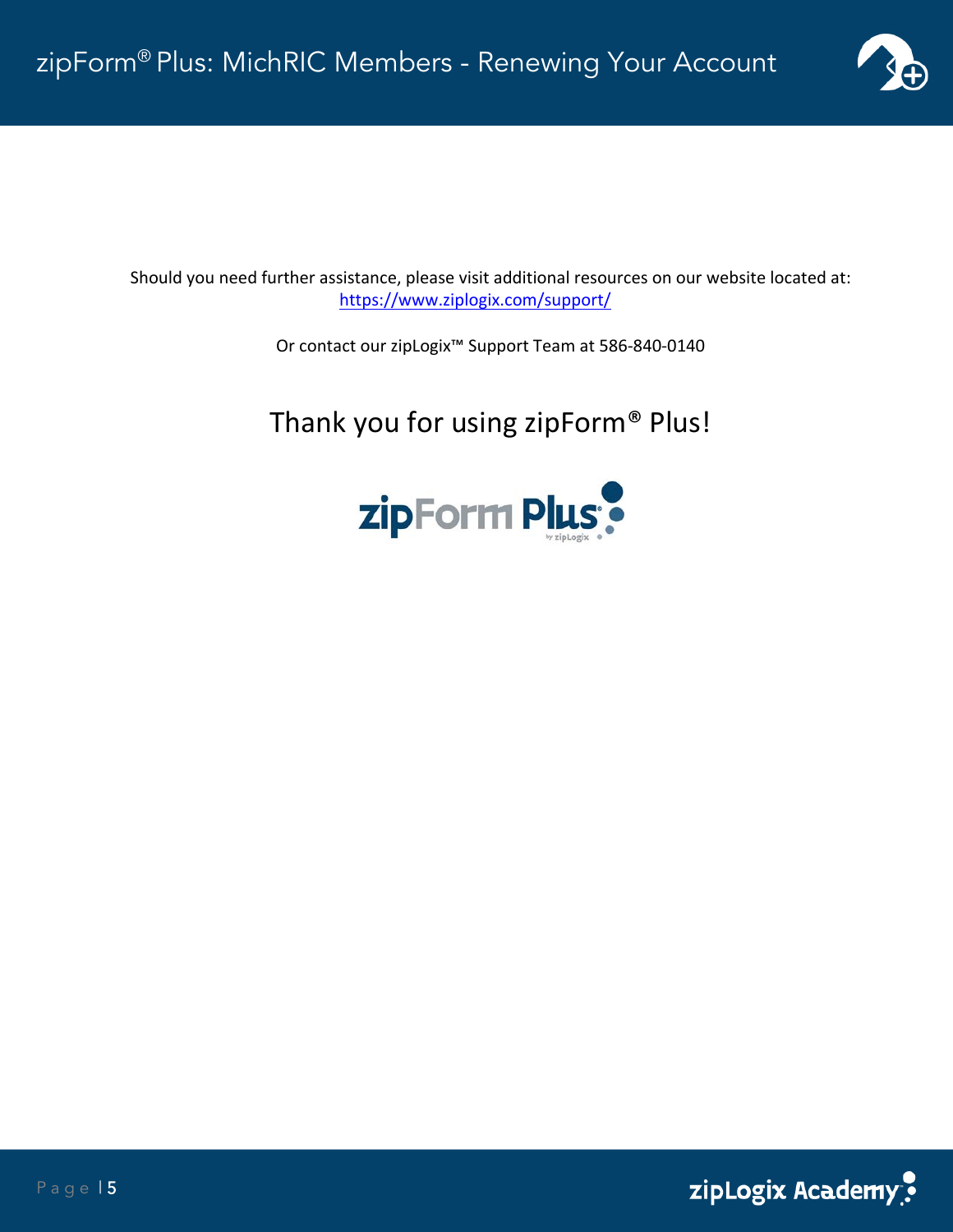Should you need further assistance, please visit additional resources on our website located at:
https://www.ziplogix.com/support/

Or contact our zipLogix™ Support Team at 586-840-0140

## Thank you for using zipForm® Plus!